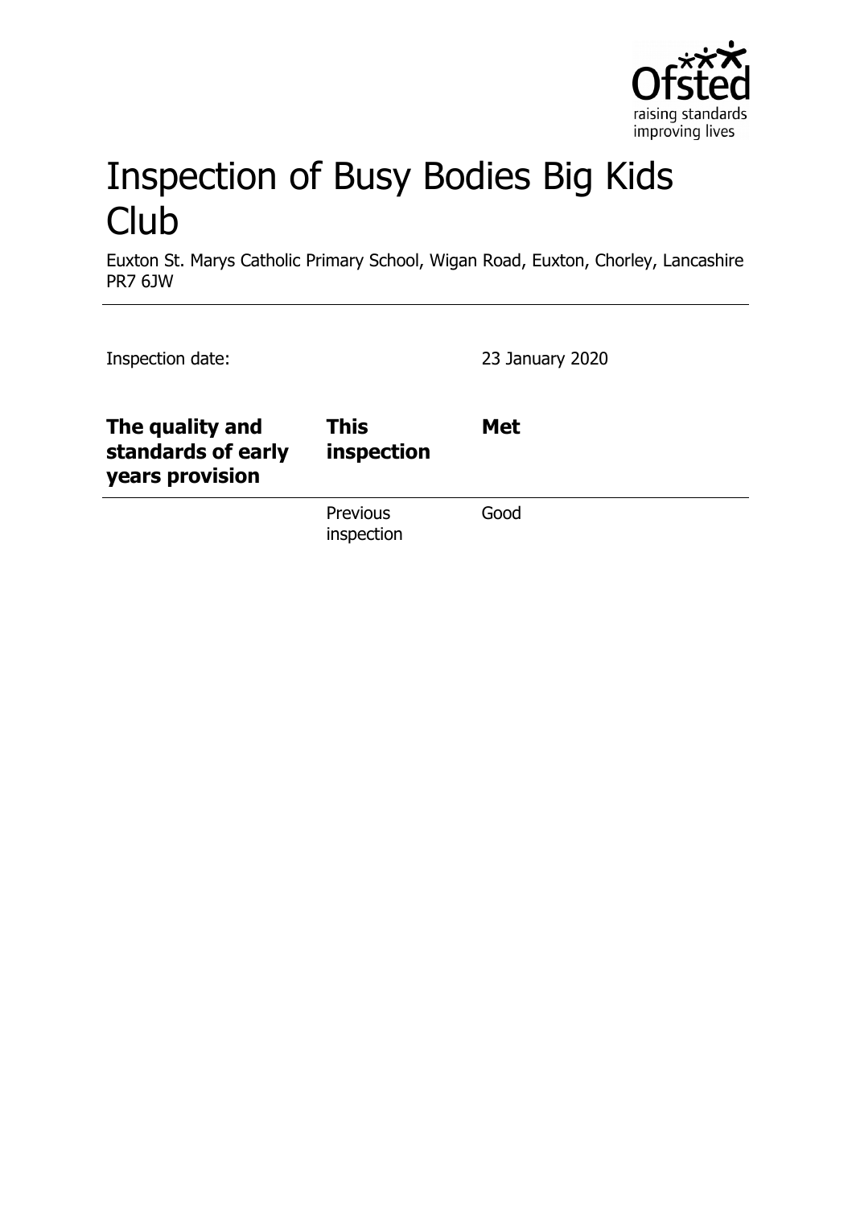# Inspection of Busy Bodies Big Kids Club

Euxton St. Marys Catholic Primary School, Wigan Road, Euxton, Chorley, Lancashire PR7 6JW

Inspection date: 23 January 2020

| **The quality and standards of early years provision** | **This inspection** | **Met** |
| --- | --- | --- |
| | Previous inspection | Good |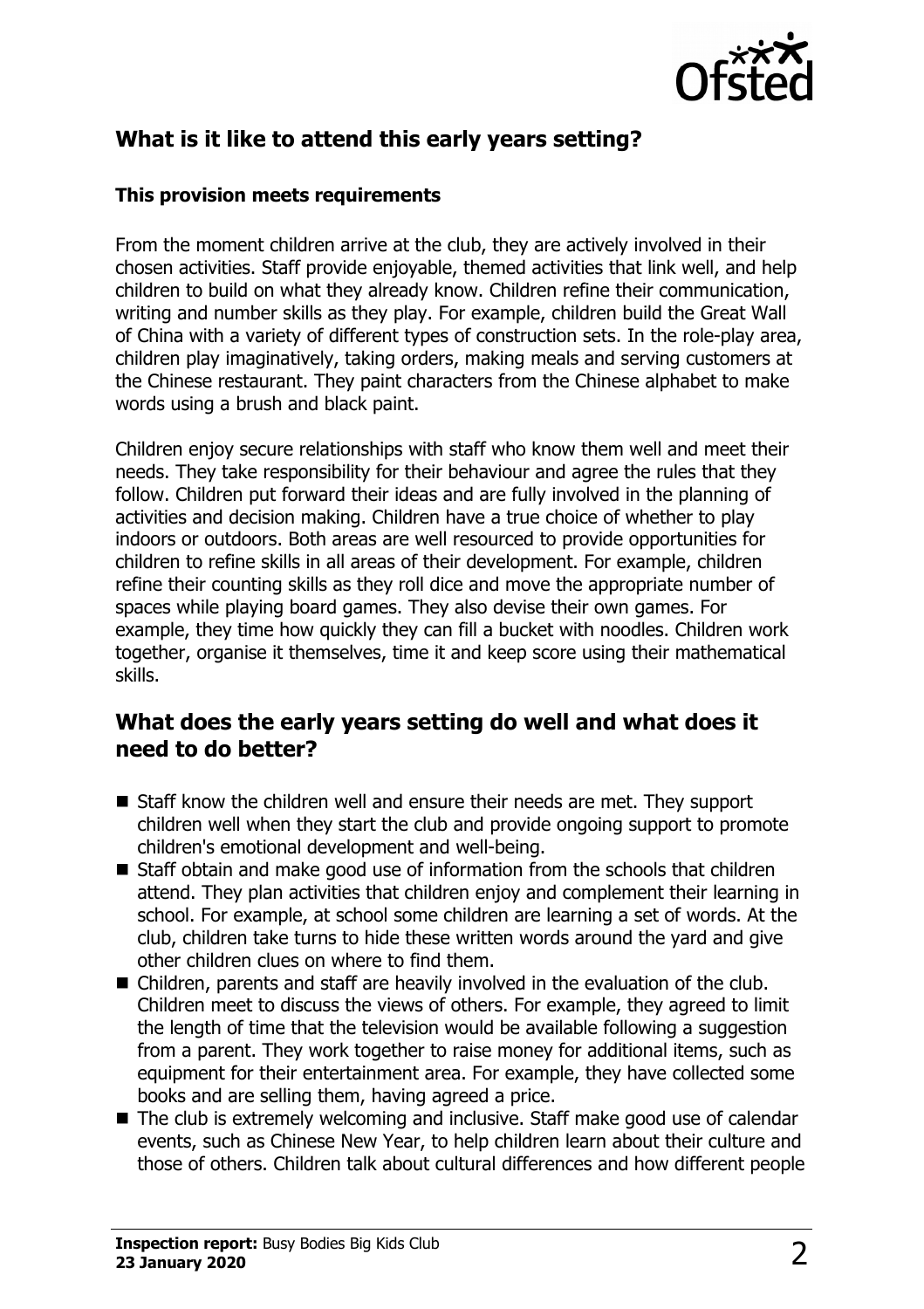## What is it like to attend this early years setting?

### This provision meets requirements

From the moment children arrive at the club, they are actively involved in their chosen activities. Staff provide enjoyable, themed activities that link well, and help children to build on what they already know. Children refine their communication, writing and number skills as they play. For example, children build the Great Wall of China with a variety of different types of construction sets. In the role-play area, children play imaginatively, taking orders, making meals and serving customers at the Chinese restaurant. They paint characters from the Chinese alphabet to make words using a brush and black paint.

Children enjoy secure relationships with staff who know them well and meet their needs. They take responsibility for their behaviour and agree the rules that they follow. Children put forward their ideas and are fully involved in the planning of activities and decision making. Children have a true choice of whether to play indoors or outdoors. Both areas are well resourced to provide opportunities for children to refine skills in all areas of their development. For example, children refine their counting skills as they roll dice and move the appropriate number of spaces while playing board games. They also devise their own games. For example, they time how quickly they can fill a bucket with noodles. Children work together, organise it themselves, time it and keep score using their mathematical skills.

## What does the early years setting do well and what does it need to do better?

- Staff know the children well and ensure their needs are met. They support children well when they start the club and provide ongoing support to promote children's emotional development and well-being.
- Staff obtain and make good use of information from the schools that children attend. They plan activities that children enjoy and complement their learning in school. For example, at school some children are learning a set of words. At the club, children take turns to hide these written words around the yard and give other children clues on where to find them.
- Children, parents and staff are heavily involved in the evaluation of the club. Children meet to discuss the views of others. For example, they agreed to limit the length of time that the television would be available following a suggestion from a parent. They work together to raise money for additional items, such as equipment for their entertainment area. For example, they have collected some books and are selling them, having agreed a price.
- The club is extremely welcoming and inclusive. Staff make good use of calendar events, such as Chinese New Year, to help children learn about their culture and those of others. Children talk about cultural differences and how different people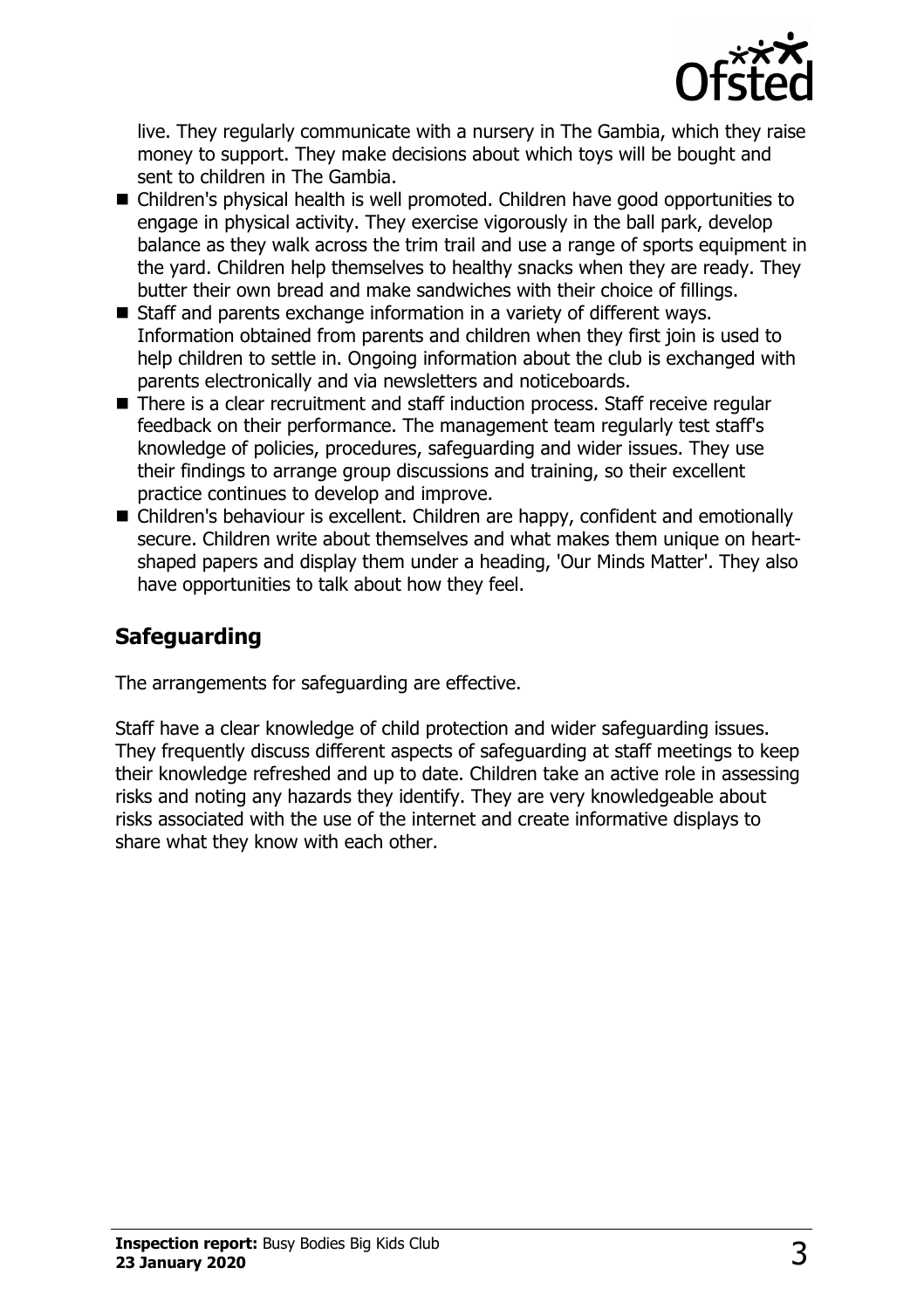live. They regularly communicate with a nursery in The Gambia, which they raise money to support. They make decisions about which toys will be bought and sent to children in The Gambia.

- Children's physical health is well promoted. Children have good opportunities to engage in physical activity. They exercise vigorously in the ball park, develop balance as they walk across the trim trail and use a range of sports equipment in the yard. Children help themselves to healthy snacks when they are ready. They butter their own bread and make sandwiches with their choice of fillings.
- Staff and parents exchange information in a variety of different ways. Information obtained from parents and children when they first join is used to help children to settle in. Ongoing information about the club is exchanged with parents electronically and via newsletters and noticeboards.
- There is a clear recruitment and staff induction process. Staff receive regular feedback on their performance. The management team regularly test staff's knowledge of policies, procedures, safeguarding and wider issues. They use their findings to arrange group discussions and training, so their excellent practice continues to develop and improve.
- Children's behaviour is excellent. Children are happy, confident and emotionally secure. Children write about themselves and what makes them unique on heart-shaped papers and display them under a heading, 'Our Minds Matter'. They also have opportunities to talk about how they feel.

## Safeguarding

The arrangements for safeguarding are effective.

Staff have a clear knowledge of child protection and wider safeguarding issues. They frequently discuss different aspects of safeguarding at staff meetings to keep their knowledge refreshed and up to date. Children take an active role in assessing risks and noting any hazards they identify. They are very knowledgeable about risks associated with the use of the internet and create informative displays to share what they know with each other.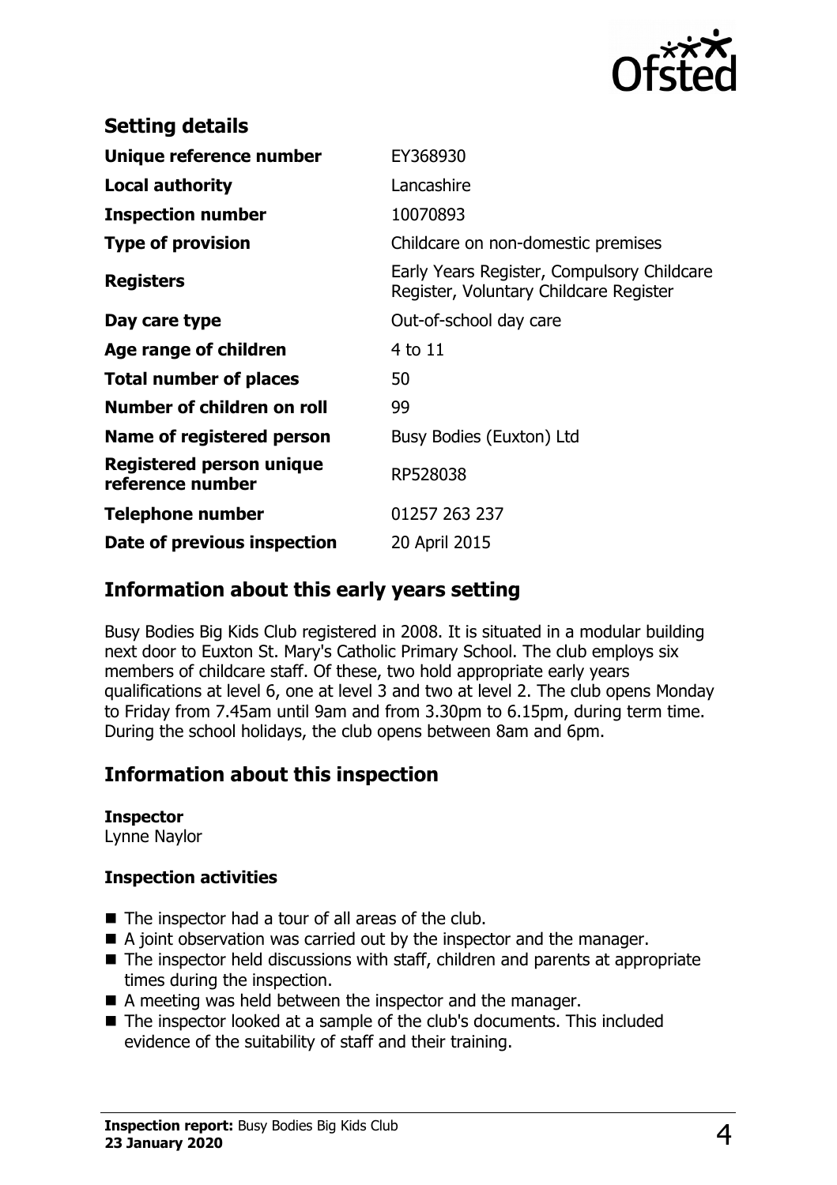## Setting details

| | |
|---|---|
| **Unique reference number** | EY368930 |
| **Local authority** | Lancashire |
| **Inspection number** | 10070893 |
| **Type of provision** | Childcare on non-domestic premises |
| **Registers** | Early Years Register, Compulsory Childcare Register, Voluntary Childcare Register |
| **Day care type** | Out-of-school day care |
| **Age range of children** | 4 to 11 |
| **Total number of places** | 50 |
| **Number of children on roll** | 99 |
| **Name of registered person** | Busy Bodies (Euxton) Ltd |
| **Registered person unique reference number** | RP528038 |
| **Telephone number** | 01257 263 237 |
| **Date of previous inspection** | 20 April 2015 |

## Information about this early years setting

Busy Bodies Big Kids Club registered in 2008. It is situated in a modular building next door to Euxton St. Mary's Catholic Primary School. The club employs six members of childcare staff. Of these, two hold appropriate early years qualifications at level 6, one at level 3 and two at level 2. The club opens Monday to Friday from 7.45am until 9am and from 3.30pm to 6.15pm, during term time. During the school holidays, the club opens between 8am and 6pm.

## Information about this inspection

**Inspector**
Lynne Naylor

**Inspection activities**

- The inspector had a tour of all areas of the club.
- A joint observation was carried out by the inspector and the manager.
- The inspector held discussions with staff, children and parents at appropriate times during the inspection.
- A meeting was held between the inspector and the manager.
- The inspector looked at a sample of the club's documents. This included evidence of the suitability of staff and their training.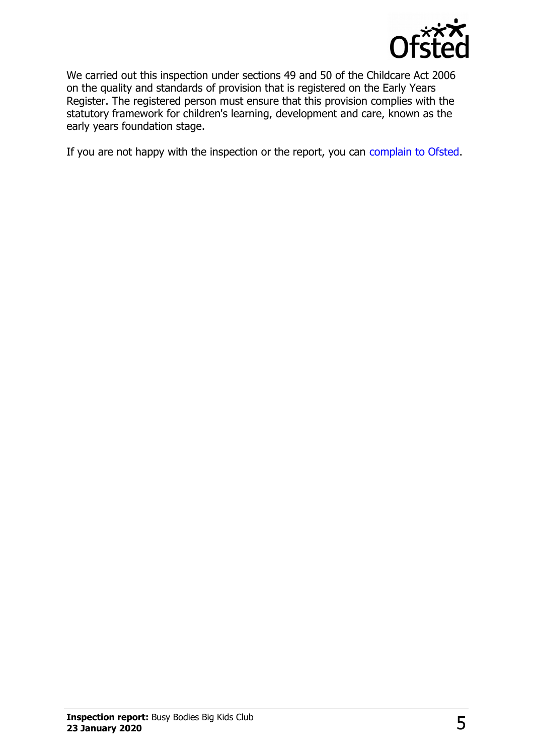We carried out this inspection under sections 49 and 50 of the Childcare Act 2006 on the quality and standards of provision that is registered on the Early Years Register. The registered person must ensure that this provision complies with the statutory framework for children's learning, development and care, known as the early years foundation stage.

If you are not happy with the inspection or the report, you can complain to Ofsted.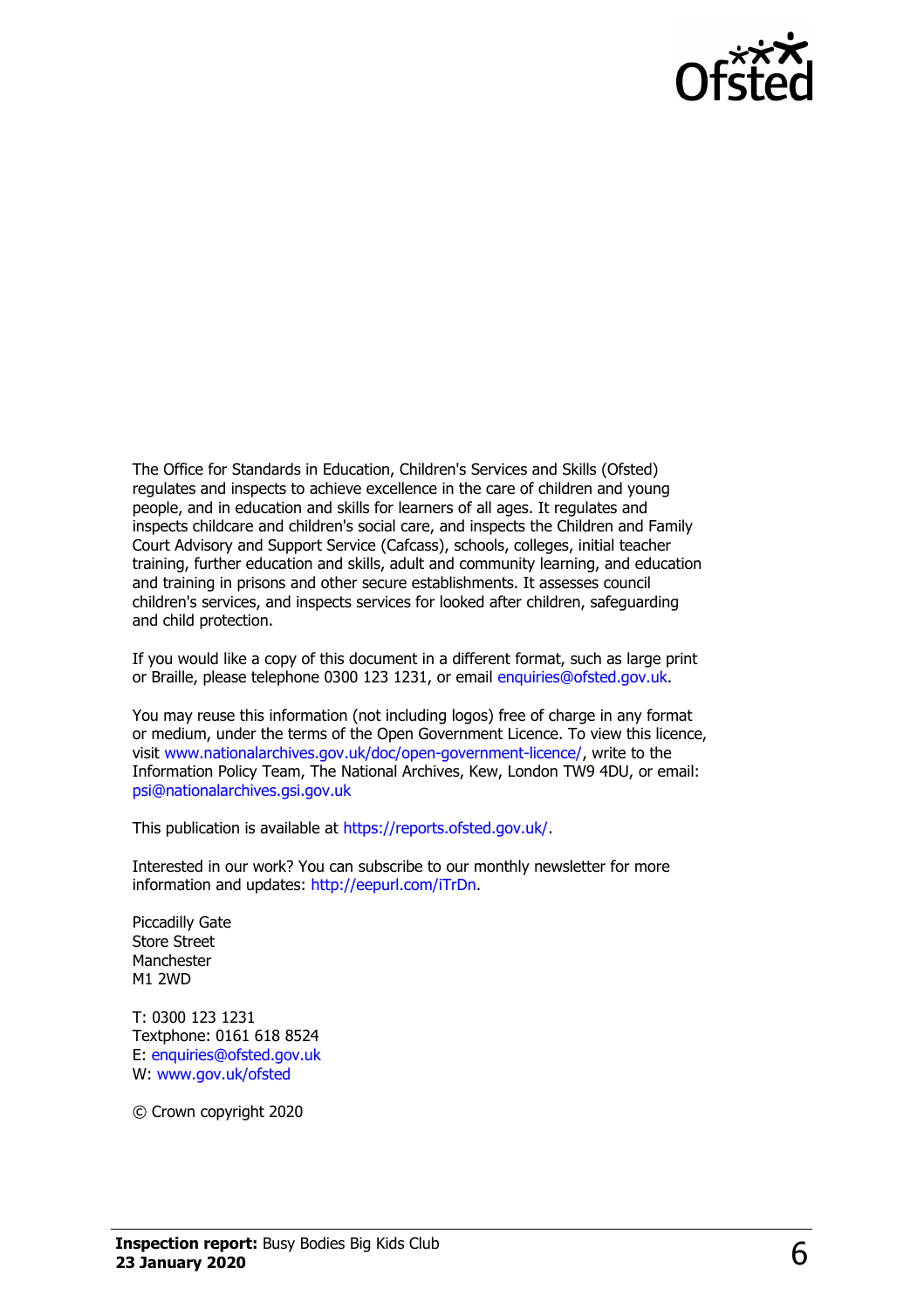The Office for Standards in Education, Children's Services and Skills (Ofsted) regulates and inspects to achieve excellence in the care of children and young people, and in education and skills for learners of all ages. It regulates and inspects childcare and children's social care, and inspects the Children and Family Court Advisory and Support Service (Cafcass), schools, colleges, initial teacher training, further education and skills, adult and community learning, and education and training in prisons and other secure establishments. It assesses council children's services, and inspects services for looked after children, safeguarding and child protection.

If you would like a copy of this document in a different format, such as large print or Braille, please telephone 0300 123 1231, or email enquiries@ofsted.gov.uk.

You may reuse this information (not including logos) free of charge in any format or medium, under the terms of the Open Government Licence. To view this licence, visit www.nationalarchives.gov.uk/doc/open-government-licence/, write to the Information Policy Team, The National Archives, Kew, London TW9 4DU, or email: psi@nationalarchives.gsi.gov.uk

This publication is available at https://reports.ofsted.gov.uk/.

Interested in our work? You can subscribe to our monthly newsletter for more information and updates: http://eepurl.com/iTrDn.

Piccadilly Gate
Store Street
Manchester
M1 2WD

T: 0300 123 1231
Textphone: 0161 618 8524
E: enquiries@ofsted.gov.uk
W: www.gov.uk/ofsted

© Crown copyright 2020